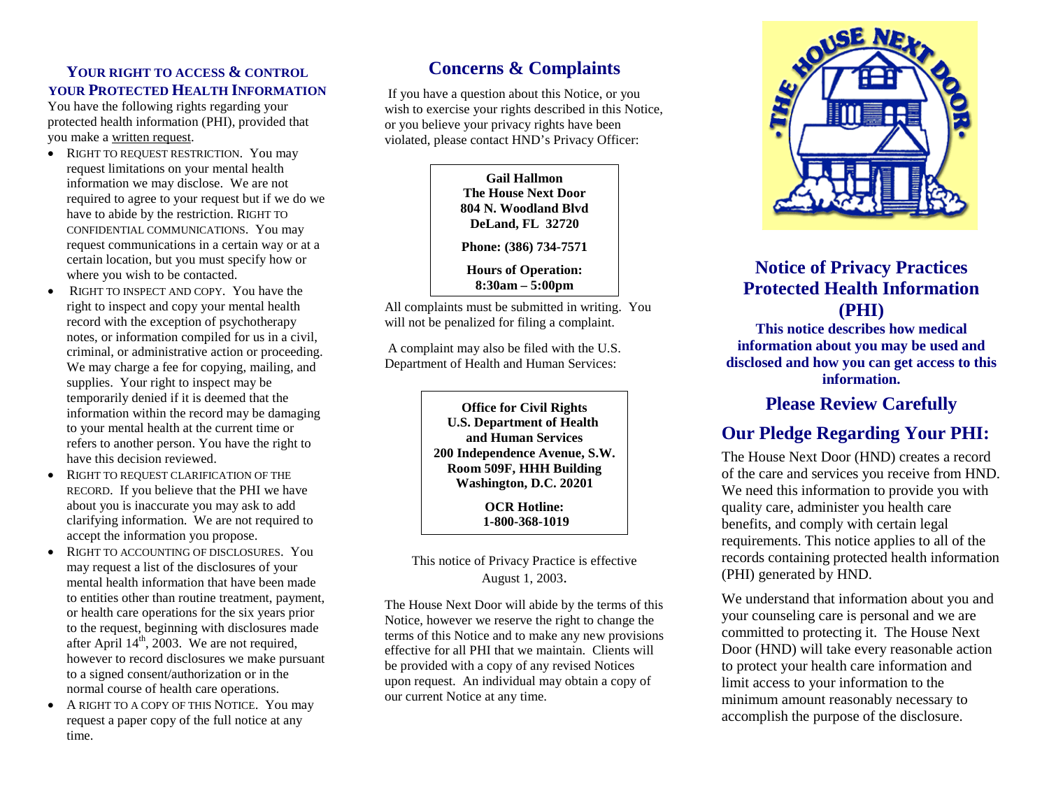## YOUR RIGHT TO ACCESS & CONTROL YOUR PROTECTED HEALTH INFORMATION

You have the following rights regarding your protected health information (PHI), provided that you make a written request.

- RIGHT TO REQUEST RESTRICTION. You may request limitations on your mental health information we may disclose. We are not required to agree to your request but if we do we have to abide by the restriction. RIGHT TO CONFIDENTIAL COMMUNICATIONS. You may request communications in a certain way or at a certain location, but you must specify how or where you wish to be contacted.
- RIGHT TO INSPECT AND COPY. You have the right to inspect and copy your mental health record with the exception of psychotherapy notes, or information compiled for us in a civil, criminal, or administrative action or proceeding. We may charge a fee for copying, mailing, and supplies. Your right to inspect may be temporarily denied if it is deemed that the information within the record may be damaging to your mental health at the current time or refers to another person. You have the right to have this decision reviewed.
- RIGHT TO REQUEST CLARIFICATION OF THE RECORD. If you believe that the PHI we have about you is inaccurate you may ask to add clarifying information. We are not required to accept the information you propose.
- RIGHT TO ACCOUNTING OF DISCLOSURES. You may request a list of the disclosures of your mental health information that have been made to entities other than routine treatment, payment, or health care operations for the six years prior to the request, beginning with disclosures made after April 14th, 2003. We are not required, however to record disclosures we make pursuant to a signed consent/authorization or in the normal course of health care operations.
- A RIGHT TO A COPY OF THIS NOTICE. You may request a paper copy of the full notice at any time.

## Concerns & Complaints

If you have a question about this Notice, or you wish to exercise your rights described in this Notice, or you believe your privacy rights have been violated, please contact HND's Privacy Officer:

**Gail Hallmon**
**The House Next Door**
**804 N. Woodland Blvd**
**DeLand, FL 32720**

**Phone: (386) 734-7571**

**Hours of Operation:**
**8:30am – 5:00pm**

All complaints must be submitted in writing. You will not be penalized for filing a complaint.

A complaint may also be filed with the U.S. Department of Health and Human Services:

**Office for Civil Rights**
**U.S. Department of Health and Human Services**
**200 Independence Avenue, S.W.**
**Room 509F, HHH Building**
**Washington, D.C. 20201**

**OCR Hotline:**
**1-800-368-1019**

This notice of Privacy Practice is effective August 1, 2003.

The House Next Door will abide by the terms of this Notice, however we reserve the right to change the terms of this Notice and to make any new provisions effective for all PHI that we maintain. Clients will be provided with a copy of any revised Notices upon request. An individual may obtain a copy of our current Notice at any time.

THE HOUSE NEXT DOOR

# Notice of Privacy Practices Protected Health Information (PHI)

**This notice describes how medical information about you may be used and disclosed and how you can get access to this information.**

## Please Review Carefully

## Our Pledge Regarding Your PHI:

The House Next Door (HND) creates a record of the care and services you receive from HND. We need this information to provide you with quality care, administer you health care benefits, and comply with certain legal requirements. This notice applies to all of the records containing protected health information (PHI) generated by HND.

We understand that information about you and your counseling care is personal and we are committed to protecting it. The House Next Door (HND) will take every reasonable action to protect your health care information and limit access to your information to the minimum amount reasonably necessary to accomplish the purpose of the disclosure.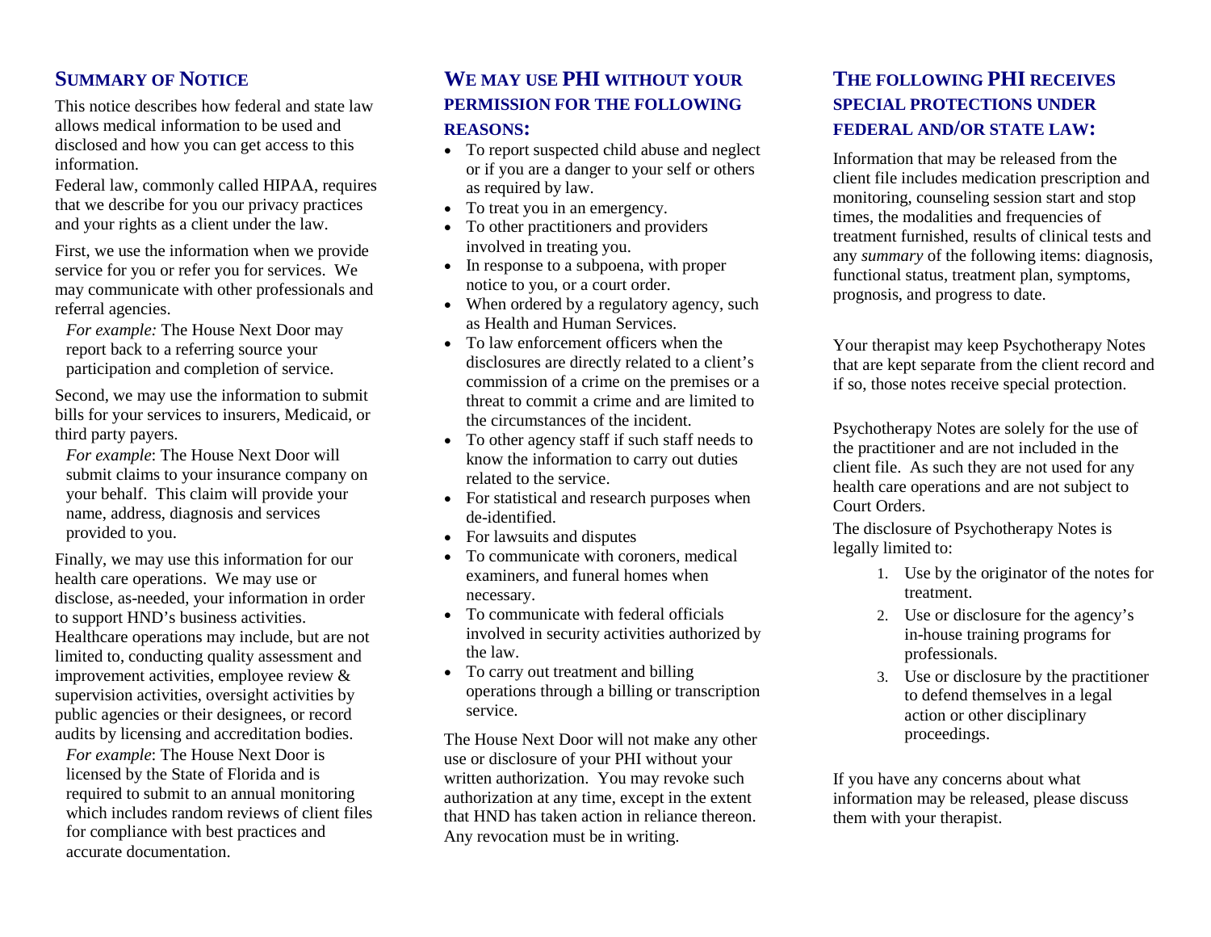## Summary of Notice

This notice describes how federal and state law allows medical information to be used and disclosed and how you can get access to this information.

Federal law, commonly called HIPAA, requires that we describe for you our privacy practices and your rights as a client under the law.

First, we use the information when we provide service for you or refer you for services. We may communicate with other professionals and referral agencies.

*For example:* The House Next Door may report back to a referring source your participation and completion of service.

Second, we may use the information to submit bills for your services to insurers, Medicaid, or third party payers.

*For example*: The House Next Door will submit claims to your insurance company on your behalf. This claim will provide your name, address, diagnosis and services provided to you.

Finally, we may use this information for our health care operations. We may use or disclose, as-needed, your information in order to support HND's business activities. Healthcare operations may include, but are not limited to, conducting quality assessment and improvement activities, employee review & supervision activities, oversight activities by public agencies or their designees, or record audits by licensing and accreditation bodies.

*For example*: The House Next Door is licensed by the State of Florida and is required to submit to an annual monitoring which includes random reviews of client files for compliance with best practices and accurate documentation.

## We may use PHI without your permission for the following reasons:

- To report suspected child abuse and neglect or if you are a danger to your self or others as required by law.
- To treat you in an emergency.
- To other practitioners and providers involved in treating you.
- In response to a subpoena, with proper notice to you, or a court order.
- When ordered by a regulatory agency, such as Health and Human Services.
- To law enforcement officers when the disclosures are directly related to a client's commission of a crime on the premises or a threat to commit a crime and are limited to the circumstances of the incident.
- To other agency staff if such staff needs to know the information to carry out duties related to the service.
- For statistical and research purposes when de-identified.
- For lawsuits and disputes
- To communicate with coroners, medical examiners, and funeral homes when necessary.
- To communicate with federal officials involved in security activities authorized by the law.
- To carry out treatment and billing operations through a billing or transcription service.

The House Next Door will not make any other use or disclosure of your PHI without your written authorization. You may revoke such authorization at any time, except in the extent that HND has taken action in reliance thereon. Any revocation must be in writing.

## The following PHI receives special protections under federal and/or state law:

Information that may be released from the client file includes medication prescription and monitoring, counseling session start and stop times, the modalities and frequencies of treatment furnished, results of clinical tests and any *summary* of the following items: diagnosis, functional status, treatment plan, symptoms, prognosis, and progress to date.

Your therapist may keep Psychotherapy Notes that are kept separate from the client record and if so, those notes receive special protection.

Psychotherapy Notes are solely for the use of the practitioner and are not included in the client file. As such they are not used for any health care operations and are not subject to Court Orders.

The disclosure of Psychotherapy Notes is legally limited to:

1. Use by the originator of the notes for treatment.
2. Use or disclosure for the agency's in-house training programs for professionals.
3. Use or disclosure by the practitioner to defend themselves in a legal action or other disciplinary proceedings.

If you have any concerns about what information may be released, please discuss them with your therapist.